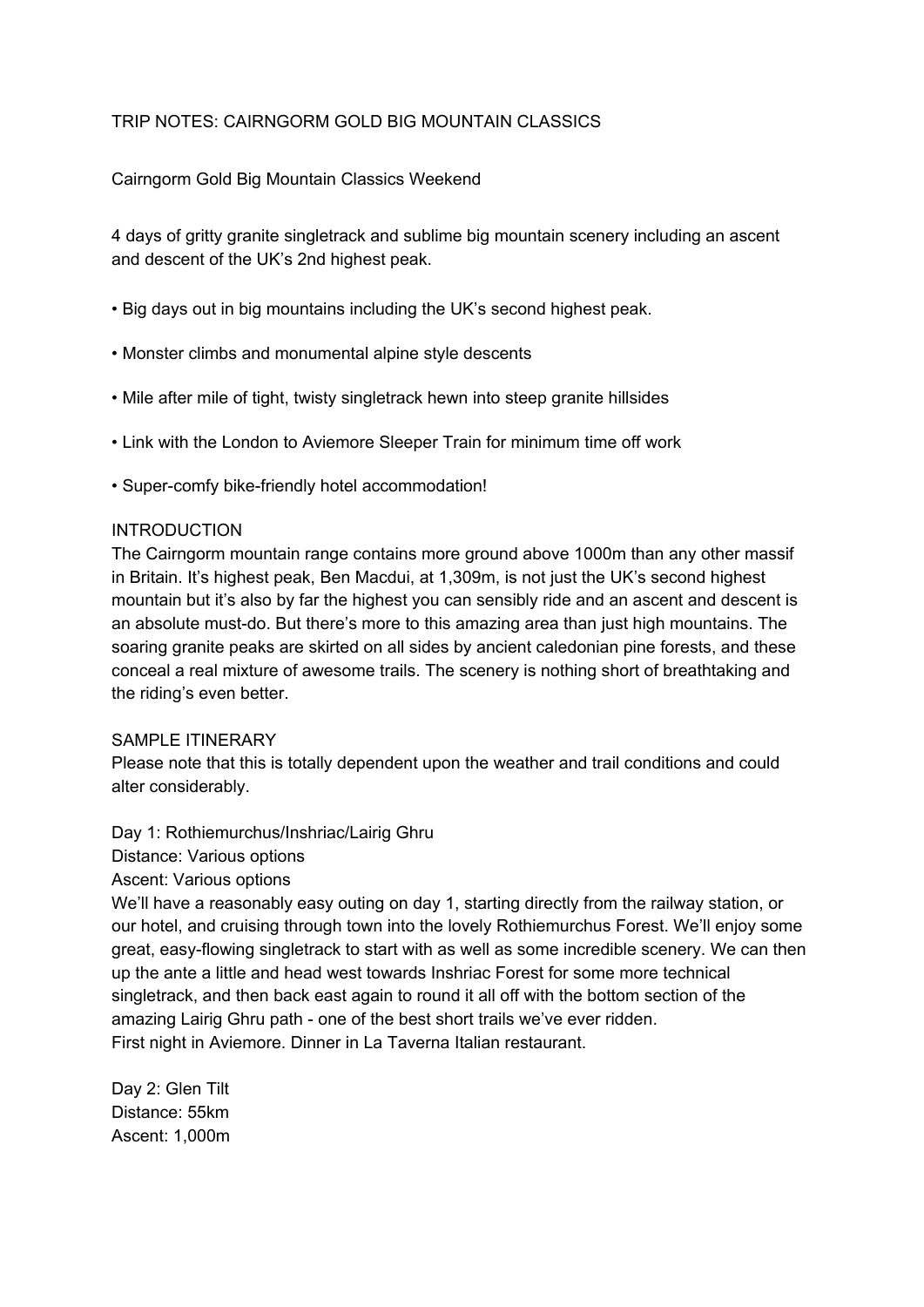# TRIP NOTES: CAIRNGORM GOLD BIG MOUNTAIN CLASSICS

## Cairngorm Gold Big Mountain Classics Weekend

4 days of gritty granite singletrack and sublime big mountain scenery including an ascent and descent of the UK's 2nd highest peak.

- Big days out in big mountains including the UK's second highest peak.
- Monster climbs and monumental alpine style descents
- Mile after mile of tight, twisty singletrack hewn into steep granite hillsides
- Link with the London to Aviemore Sleeper Train for minimum time off work
- Super-comfy bike-friendly hotel accommodation!

## INTRODUCTION

The Cairngorm mountain range contains more ground above 1000m than any other massif in Britain. It's highest peak, Ben Macdui, at 1,309m, is not just the UK's second highest mountain but it's also by far the highest you can sensibly ride and an ascent and descent is an absolute must-do. But there's more to this amazing area than just high mountains. The soaring granite peaks are skirted on all sides by ancient caledonian pine forests, and these conceal a real mixture of awesome trails. The scenery is nothing short of breathtaking and the riding's even better.

## SAMPLE ITINERARY

Please note that this is totally dependent upon the weather and trail conditions and could alter considerably.

### Day 1: Rothiemurchus/Inshriac/Lairig Ghru

Distance: Various options
Ascent: Various options

We'll have a reasonably easy outing on day 1, starting directly from the railway station, or our hotel, and cruising through town into the lovely Rothiemurchus Forest. We'll enjoy some great, easy-flowing singletrack to start with as well as some incredible scenery. We can then up the ante a little and head west towards Inshriac Forest for some more technical singletrack, and then back east again to round it all off with the bottom section of the amazing Lairig Ghru path - one of the best short trails we've ever ridden.
First night in Aviemore. Dinner in La Taverna Italian restaurant.

### Day 2: Glen Tilt

Distance: 55km
Ascent: 1,000m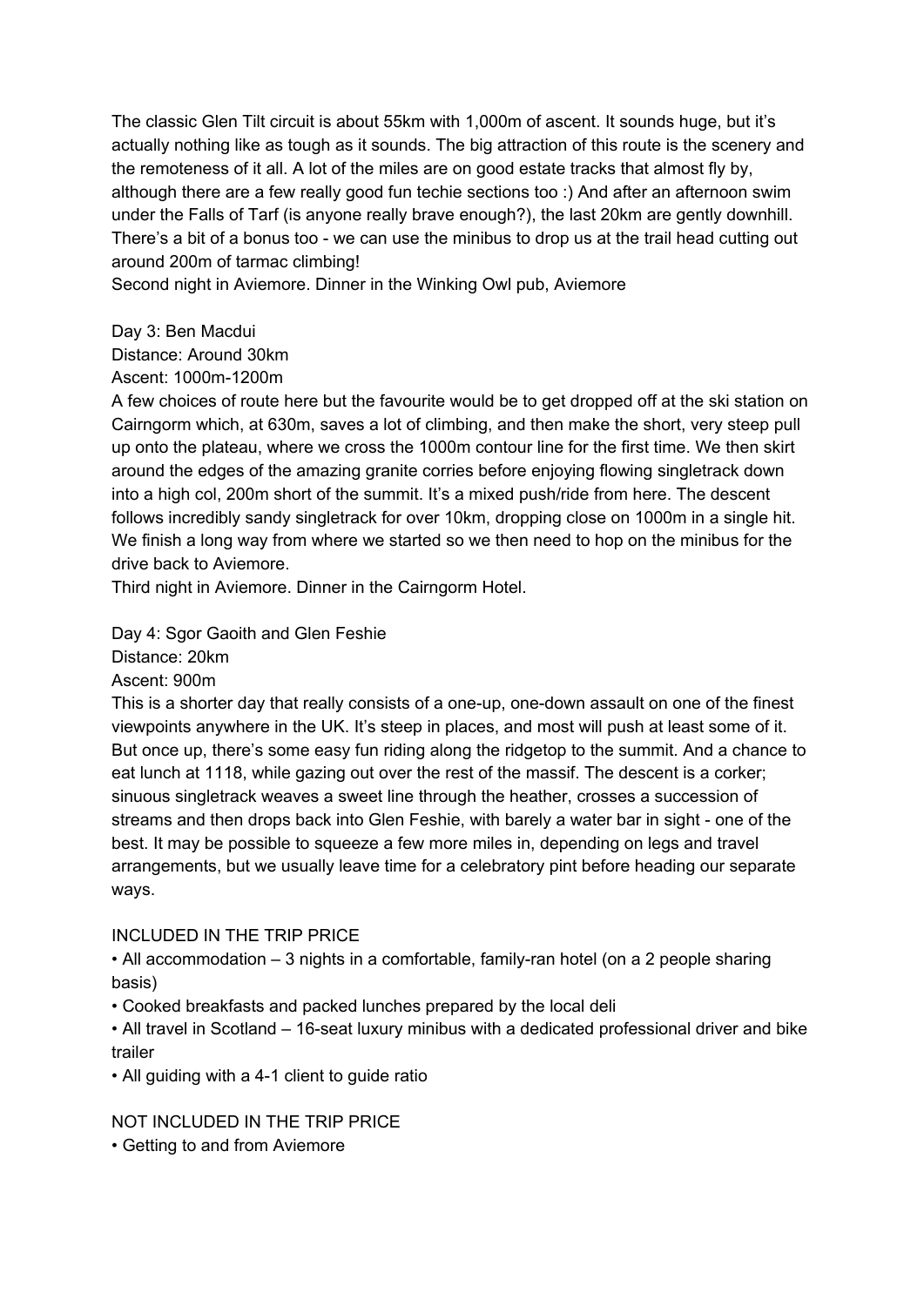The classic Glen Tilt circuit is about 55km with 1,000m of ascent. It sounds huge, but it's actually nothing like as tough as it sounds. The big attraction of this route is the scenery and the remoteness of it all. A lot of the miles are on good estate tracks that almost fly by, although there are a few really good fun techie sections too :) And after an afternoon swim under the Falls of Tarf (is anyone really brave enough?), the last 20km are gently downhill. There's a bit of a bonus too - we can use the minibus to drop us at the trail head cutting out around 200m of tarmac climbing!

Second night in Aviemore. Dinner in the Winking Owl pub, Aviemore

Day 3: Ben Macdui

Distance: Around 30km

Ascent: 1000m-1200m

A few choices of route here but the favourite would be to get dropped off at the ski station on Cairngorm which, at 630m, saves a lot of climbing, and then make the short, very steep pull up onto the plateau, where we cross the 1000m contour line for the first time. We then skirt around the edges of the amazing granite corries before enjoying flowing singletrack down into a high col, 200m short of the summit. It's a mixed push/ride from here. The descent follows incredibly sandy singletrack for over 10km, dropping close on 1000m in a single hit. We finish a long way from where we started so we then need to hop on the minibus for the drive back to Aviemore.

Third night in Aviemore. Dinner in the Cairngorm Hotel.

Day 4: Sgor Gaoith and Glen Feshie

Distance: 20km

Ascent: 900m

This is a shorter day that really consists of a one-up, one-down assault on one of the finest viewpoints anywhere in the UK. It's steep in places, and most will push at least some of it. But once up, there's some easy fun riding along the ridgetop to the summit. And a chance to eat lunch at 1118, while gazing out over the rest of the massif. The descent is a corker; sinuous singletrack weaves a sweet line through the heather, crosses a succession of streams and then drops back into Glen Feshie, with barely a water bar in sight - one of the best. It may be possible to squeeze a few more miles in, depending on legs and travel arrangements, but we usually leave time for a celebratory pint before heading our separate ways.

INCLUDED IN THE TRIP PRICE

- All accommodation – 3 nights in a comfortable, family-ran hotel (on a 2 people sharing basis)
- Cooked breakfasts and packed lunches prepared by the local deli
- All travel in Scotland – 16-seat luxury minibus with a dedicated professional driver and bike trailer
- All guiding with a 4-1 client to guide ratio

NOT INCLUDED IN THE TRIP PRICE

- Getting to and from Aviemore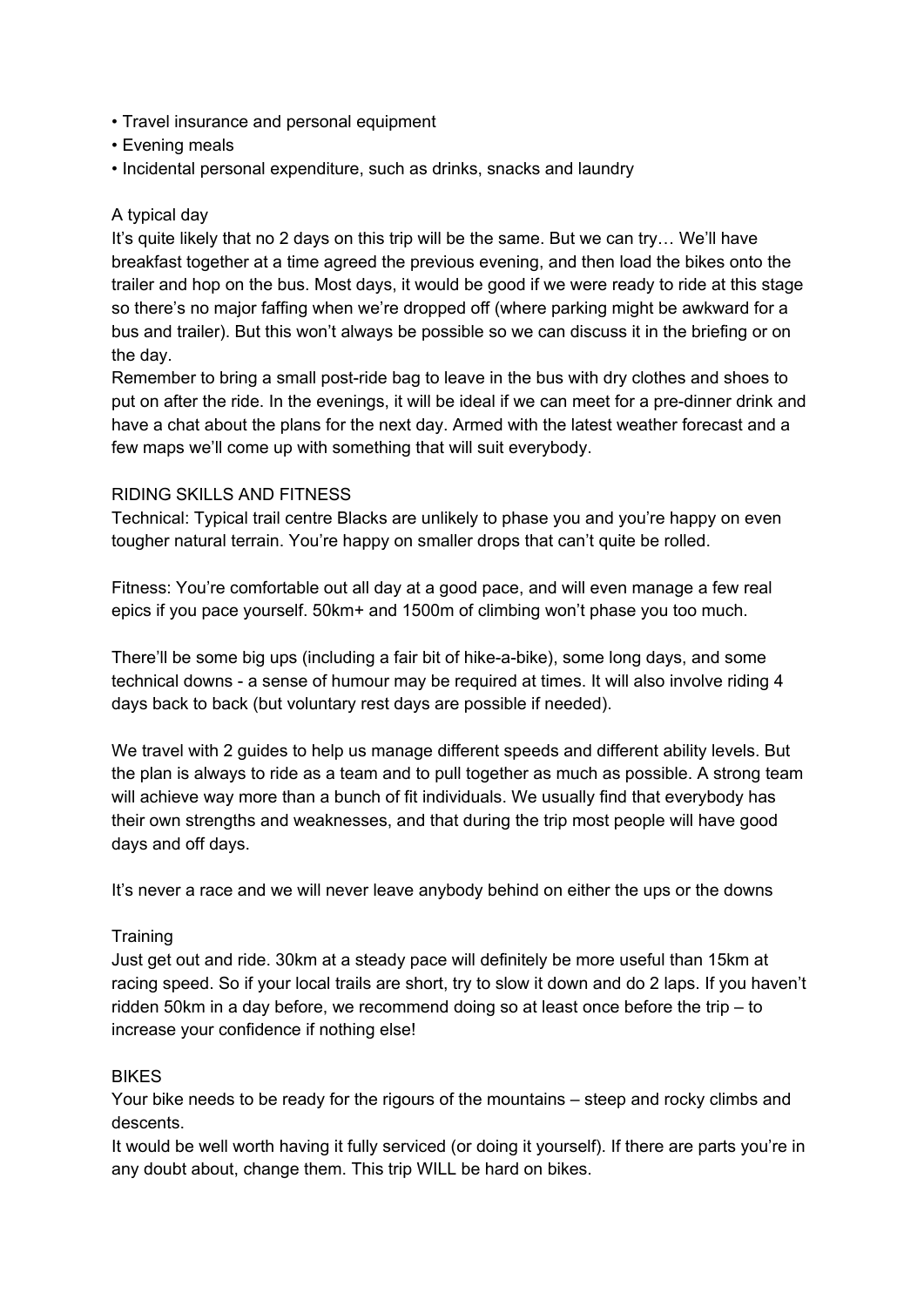- Travel insurance and personal equipment
- Evening meals
- Incidental personal expenditure, such as drinks, snacks and laundry

## A typical day

It's quite likely that no 2 days on this trip will be the same. But we can try… We'll have breakfast together at a time agreed the previous evening, and then load the bikes onto the trailer and hop on the bus. Most days, it would be good if we were ready to ride at this stage so there's no major faffing when we're dropped off (where parking might be awkward for a bus and trailer). But this won't always be possible so we can discuss it in the briefing or on the day.

Remember to bring a small post-ride bag to leave in the bus with dry clothes and shoes to put on after the ride. In the evenings, it will be ideal if we can meet for a pre-dinner drink and have a chat about the plans for the next day. Armed with the latest weather forecast and a few maps we'll come up with something that will suit everybody.

## RIDING SKILLS AND FITNESS

Technical: Typical trail centre Blacks are unlikely to phase you and you're happy on even tougher natural terrain. You're happy on smaller drops that can't quite be rolled.

Fitness: You're comfortable out all day at a good pace, and will even manage a few real epics if you pace yourself. 50km+ and 1500m of climbing won't phase you too much.

There'll be some big ups (including a fair bit of hike-a-bike), some long days, and some technical downs - a sense of humour may be required at times. It will also involve riding 4 days back to back (but voluntary rest days are possible if needed).

We travel with 2 guides to help us manage different speeds and different ability levels. But the plan is always to ride as a team and to pull together as much as possible. A strong team will achieve way more than a bunch of fit individuals. We usually find that everybody has their own strengths and weaknesses, and that during the trip most people will have good days and off days.

It's never a race and we will never leave anybody behind on either the ups or the downs

## Training

Just get out and ride. 30km at a steady pace will definitely be more useful than 15km at racing speed. So if your local trails are short, try to slow it down and do 2 laps. If you haven't ridden 50km in a day before, we recommend doing so at least once before the trip – to increase your confidence if nothing else!

## BIKES

Your bike needs to be ready for the rigours of the mountains – steep and rocky climbs and descents.

It would be well worth having it fully serviced (or doing it yourself). If there are parts you're in any doubt about, change them. This trip WILL be hard on bikes.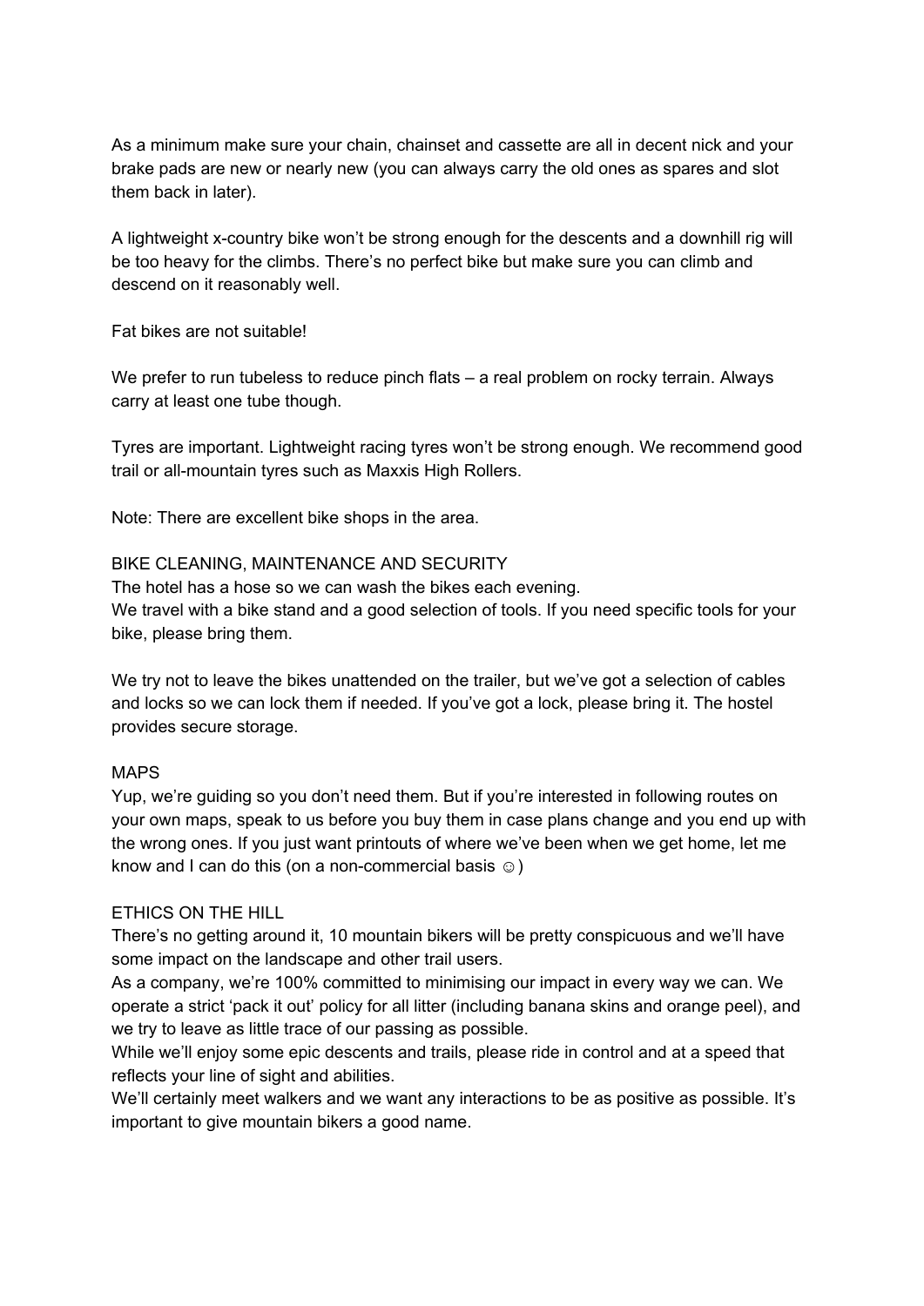As a minimum make sure your chain, chainset and cassette are all in decent nick and your brake pads are new or nearly new (you can always carry the old ones as spares and slot them back in later).

A lightweight x-country bike won't be strong enough for the descents and a downhill rig will be too heavy for the climbs. There's no perfect bike but make sure you can climb and descend on it reasonably well.

Fat bikes are not suitable!

We prefer to run tubeless to reduce pinch flats – a real problem on rocky terrain. Always carry at least one tube though.

Tyres are important. Lightweight racing tyres won't be strong enough. We recommend good trail or all-mountain tyres such as Maxxis High Rollers.

Note: There are excellent bike shops in the area.

## BIKE CLEANING, MAINTENANCE AND SECURITY

The hotel has a hose so we can wash the bikes each evening.
We travel with a bike stand and a good selection of tools. If you need specific tools for your bike, please bring them.

We try not to leave the bikes unattended on the trailer, but we've got a selection of cables and locks so we can lock them if needed. If you've got a lock, please bring it. The hostel provides secure storage.

## MAPS

Yup, we're guiding so you don't need them. But if you're interested in following routes on your own maps, speak to us before you buy them in case plans change and you end up with the wrong ones. If you just want printouts of where we've been when we get home, let me know and I can do this (on a non-commercial basis ☺)

## ETHICS ON THE HILL

There's no getting around it, 10 mountain bikers will be pretty conspicuous and we'll have some impact on the landscape and other trail users.
As a company, we're 100% committed to minimising our impact in every way we can. We operate a strict 'pack it out' policy for all litter (including banana skins and orange peel), and we try to leave as little trace of our passing as possible.
While we'll enjoy some epic descents and trails, please ride in control and at a speed that reflects your line of sight and abilities.
We'll certainly meet walkers and we want any interactions to be as positive as possible. It's important to give mountain bikers a good name.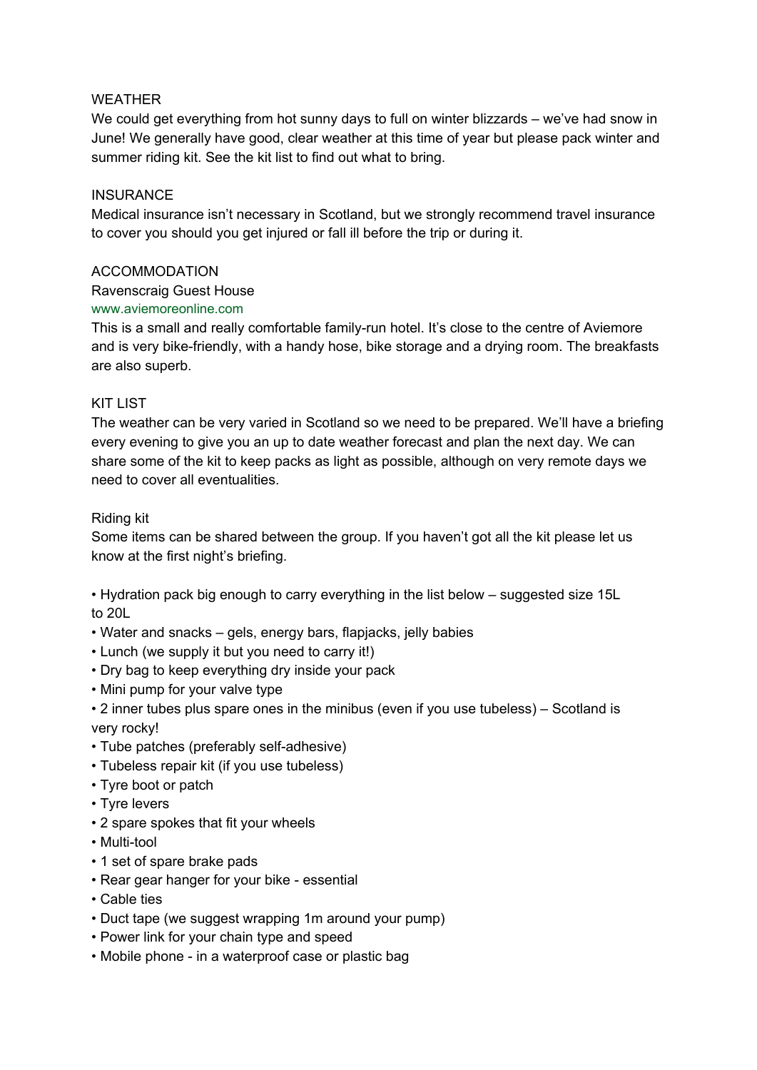## WEATHER

We could get everything from hot sunny days to full on winter blizzards – we've had snow in June! We generally have good, clear weather at this time of year but please pack winter and summer riding kit. See the kit list to find out what to bring.

## INSURANCE

Medical insurance isn't necessary in Scotland, but we strongly recommend travel insurance to cover you should you get injured or fall ill before the trip or during it.

## ACCOMMODATION

Ravenscraig Guest House
www.aviemoreonline.com

This is a small and really comfortable family-run hotel. It's close to the centre of Aviemore and is very bike-friendly, with a handy hose, bike storage and a drying room. The breakfasts are also superb.

## KIT LIST

The weather can be very varied in Scotland so we need to be prepared. We'll have a briefing every evening to give you an up to date weather forecast and plan the next day. We can share some of the kit to keep packs as light as possible, although on very remote days we need to cover all eventualities.

### Riding kit

Some items can be shared between the group. If you haven't got all the kit please let us know at the first night's briefing.

- Hydration pack big enough to carry everything in the list below – suggested size 15L to 20L
- Water and snacks – gels, energy bars, flapjacks, jelly babies
- Lunch (we supply it but you need to carry it!)
- Dry bag to keep everything dry inside your pack
- Mini pump for your valve type
- 2 inner tubes plus spare ones in the minibus (even if you use tubeless) – Scotland is very rocky!
- Tube patches (preferably self-adhesive)
- Tubeless repair kit (if you use tubeless)
- Tyre boot or patch
- Tyre levers
- 2 spare spokes that fit your wheels
- Multi-tool
- 1 set of spare brake pads
- Rear gear hanger for your bike - essential
- Cable ties
- Duct tape (we suggest wrapping 1m around your pump)
- Power link for your chain type and speed
- Mobile phone - in a waterproof case or plastic bag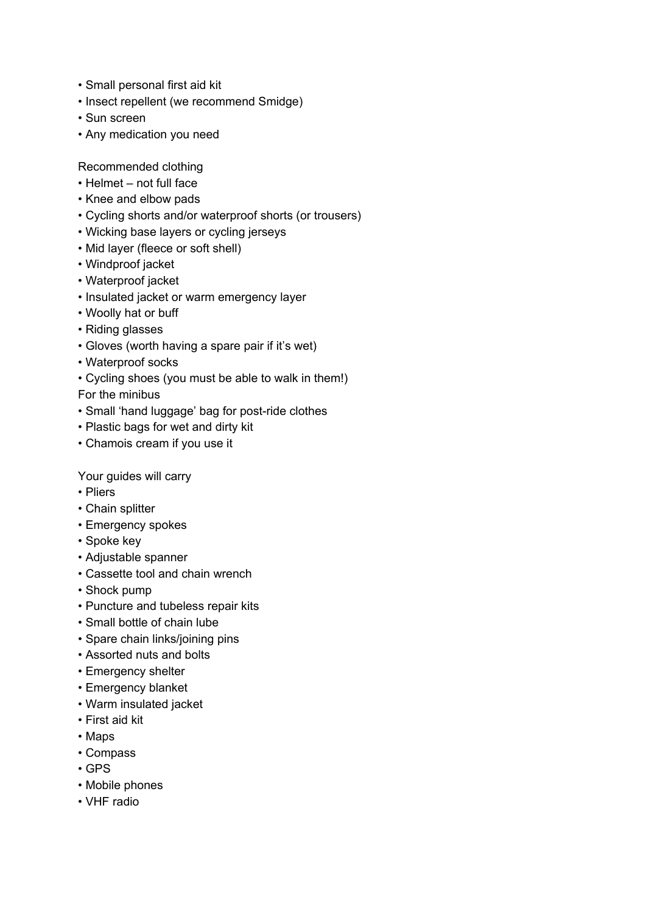- Small personal first aid kit
- Insect repellent (we recommend Smidge)
- Sun screen
- Any medication you need

Recommended clothing

- Helmet – not full face
- Knee and elbow pads
- Cycling shorts and/or waterproof shorts (or trousers)
- Wicking base layers or cycling jerseys
- Mid layer (fleece or soft shell)
- Windproof jacket
- Waterproof jacket
- Insulated jacket or warm emergency layer
- Woolly hat or buff
- Riding glasses
- Gloves (worth having a spare pair if it's wet)
- Waterproof socks
- Cycling shoes (you must be able to walk in them!)

For the minibus

- Small 'hand luggage' bag for post-ride clothes
- Plastic bags for wet and dirty kit
- Chamois cream if you use it

Your guides will carry

- Pliers
- Chain splitter
- Emergency spokes
- Spoke key
- Adjustable spanner
- Cassette tool and chain wrench
- Shock pump
- Puncture and tubeless repair kits
- Small bottle of chain lube
- Spare chain links/joining pins
- Assorted nuts and bolts
- Emergency shelter
- Emergency blanket
- Warm insulated jacket
- First aid kit
- Maps
- Compass
- GPS
- Mobile phones
- VHF radio